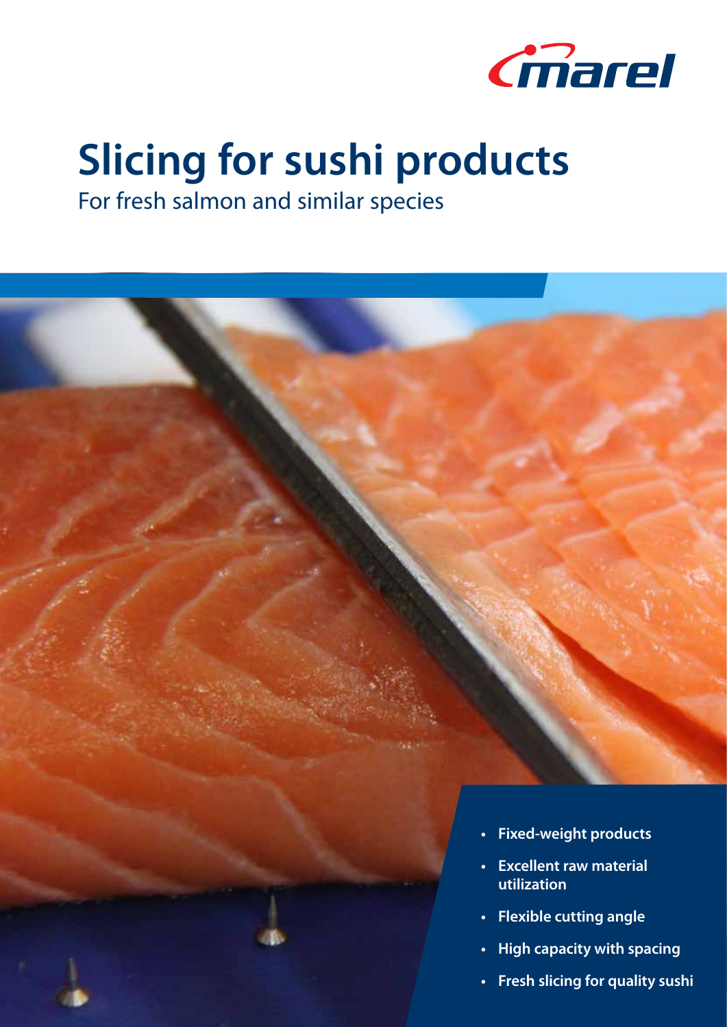# Slicing for sushi products

For fresh salmon and similar species

- **Fixed-weight products**
- **Excellent raw material utilization**
- **Flexible cutting angle**
- **High capacity with spacing**
- **Fresh slicing for quality sushi**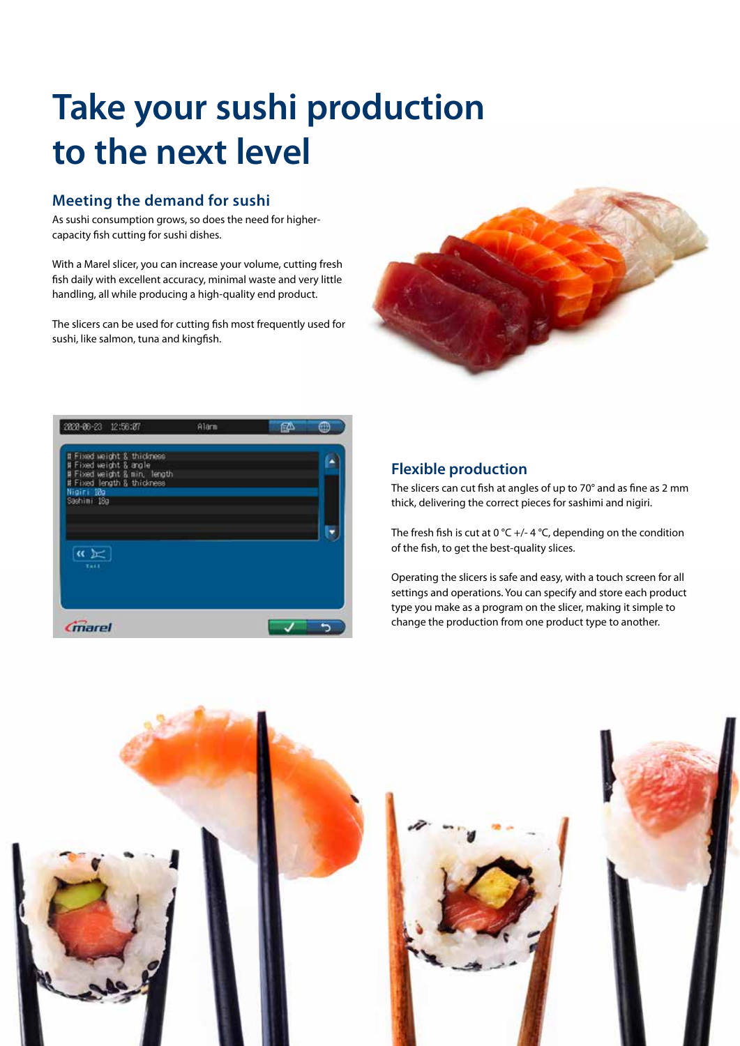# Take your sushi production to the next level

## Meeting the demand for sushi

As sushi consumption grows, so does the need for higher-capacity fish cutting for sushi dishes.

With a Marel slicer, you can increase your volume, cutting fresh fish daily with excellent accuracy, minimal waste and very little handling, all while producing a high-quality end product.

The slicers can be used for cutting fish most frequently used for sushi, like salmon, tuna and kingfish.

## Flexible production

The slicers can cut fish at angles of up to 70° and as fine as 2 mm thick, delivering the correct pieces for sashimi and nigiri.

The fresh fish is cut at 0 °C +/- 4 °C, depending on the condition of the fish, to get the best-quality slices.

Operating the slicers is safe and easy, with a touch screen for all settings and operations. You can specify and store each product type you make as a program on the slicer, making it simple to change the production from one product type to another.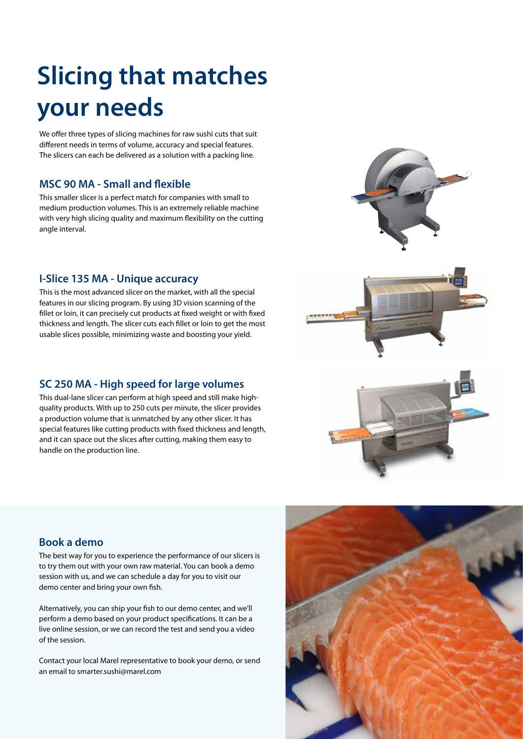# Slicing that matches your needs

We offer three types of slicing machines for raw sushi cuts that suit different needs in terms of volume, accuracy and special features. The slicers can each be delivered as a solution with a packing line.

### MSC 90 MA - Small and flexible

This smaller slicer is a perfect match for companies with small to medium production volumes. This is an extremely reliable machine with very high slicing quality and maximum flexibility on the cutting angle interval.

### I-Slice 135 MA - Unique accuracy

This is the most advanced slicer on the market, with all the special features in our slicing program. By using 3D vision scanning of the fillet or loin, it can precisely cut products at fixed weight or with fixed thickness and length. The slicer cuts each fillet or loin to get the most usable slices possible, minimizing waste and boosting your yield.

### SC 250 MA - High speed for large volumes

This dual-lane slicer can perform at high speed and still make high-quality products. With up to 250 cuts per minute, the slicer provides a production volume that is unmatched by any other slicer. It has special features like cutting products with fixed thickness and length, and it can space out the slices after cutting, making them easy to handle on the production line.

### Book a demo

The best way for you to experience the performance of our slicers is to try them out with your own raw material. You can book a demo session with us, and we can schedule a day for you to visit our demo center and bring your own fish.

Alternatively, you can ship your fish to our demo center, and we'll perform a demo based on your product specifications. It can be a live online session, or we can record the test and send you a video of the session.

Contact your local Marel representative to book your demo, or send an email to smarter.sushi@marel.com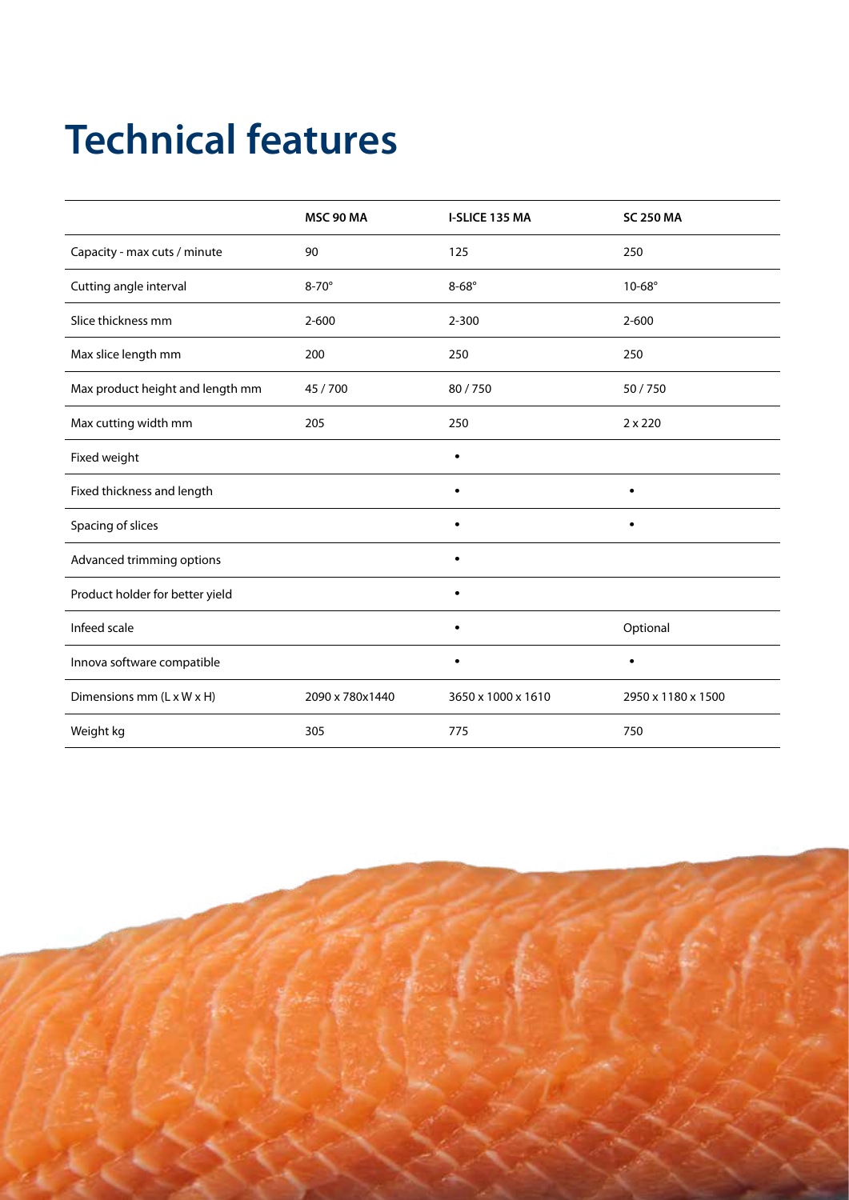# Technical features

| | MSC 90 MA | I-SLICE 135 MA | SC 250 MA |
|---|---|---|---|
| Capacity - max cuts / minute | 90 | 125 | 250 |
| Cutting angle interval | 8-70° | 8-68° | 10-68° |
| Slice thickness mm | 2-600 | 2-300 | 2-600 |
| Max slice length mm | 200 | 250 | 250 |
| Max product height and length mm | 45 / 700 | 80 / 750 | 50 / 750 |
| Max cutting width mm | 205 | 250 | 2 x 220 |
| Fixed weight | | • | |
| Fixed thickness and length | | • | • |
| Spacing of slices | | • | • |
| Advanced trimming options | | • | |
| Product holder for better yield | | • | |
| Infeed scale | | • | Optional |
| Innova software compatible | | • | • |
| Dimensions mm (L x W x H) | 2090 x 780x1440 | 3650 x 1000 x 1610 | 2950 x 1180 x 1500 |
| Weight kg | 305 | 775 | 750 |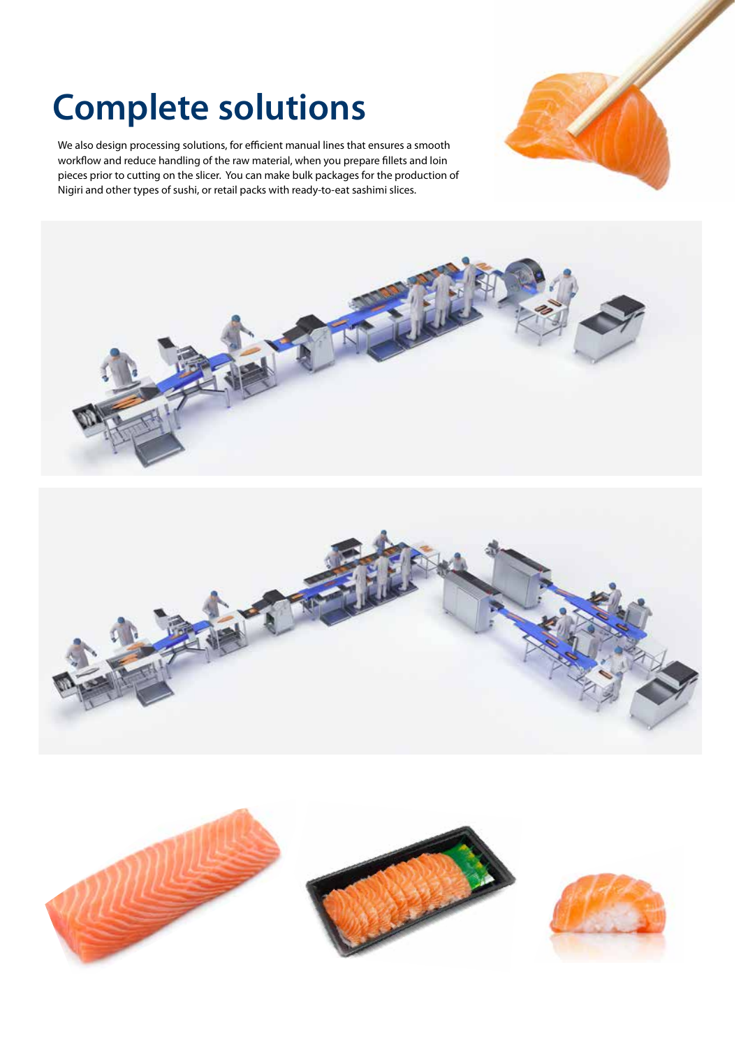# Complete solutions

We also design processing solutions, for efficient manual lines that ensures a smooth workflow and reduce handling of the raw material, when you prepare fillets and loin pieces prior to cutting on the slicer. You can make bulk packages for the production of Nigiri and other types of sushi, or retail packs with ready-to-eat sashimi slices.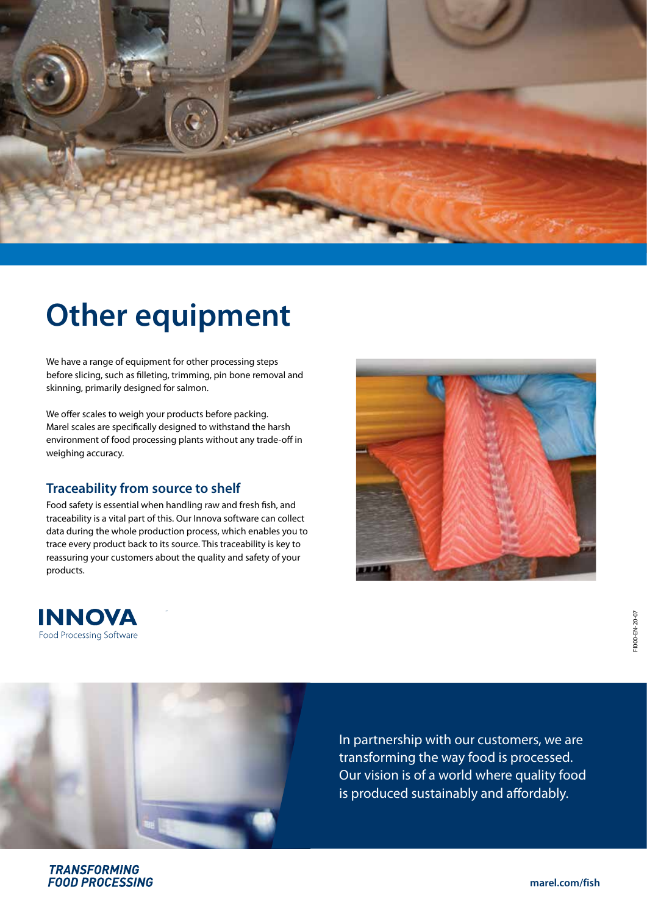# Other equipment

We have a range of equipment for other processing steps before slicing, such as filleting, trimming, pin bone removal and skinning, primarily designed for salmon.

We offer scales to weigh your products before packing. Marel scales are specifically designed to withstand the harsh environment of food processing plants without any trade-off in weighing accuracy.

## Traceability from source to shelf

Food safety is essential when handling raw and fresh fish, and traceability is a vital part of this. Our Innova software can collect data during the whole production process, which enables you to trace every product back to its source. This traceability is key to reassuring your customers about the quality and safety of your products.

**INNOVA**
Food Processing Software

FI000-EN-20-07

In partnership with our customers, we are transforming the way food is processed. Our vision is of a world where quality food is produced sustainably and affordably.

***TRANSFORMING FOOD PROCESSING***

**marel.com/fish**